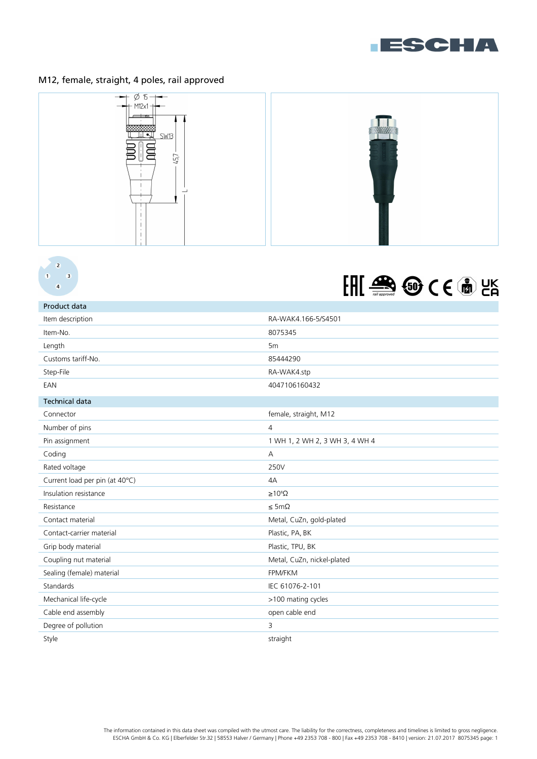# M12, female, straight, 4 poles, rail approved

| Product data | |
|---|---|
| Item description | RA-WAK4.166-5/S4501 |
| Item-No. | 8075345 |
| Length | 5m |
| Customs tariff-No. | 85444290 |
| Step-File | RA-WAK4.stp |
| EAN | 4047106160432 |

| Technical data | |
|---|---|
| Connector | female, straight, M12 |
| Number of pins | 4 |
| Pin assignment | 1 WH 1, 2 WH 2, 3 WH 3, 4 WH 4 |
| Coding | A |
| Rated voltage | 250V |
| Current load per pin (at 40°C) | 4A |
| Insulation resistance | ≥$10^8$Ω |
| Resistance | ≤ 5mΩ |
| Contact material | Metal, CuZn, gold-plated |
| Contact-carrier material | Plastic, PA, BK |
| Grip body material | Plastic, TPU, BK |
| Coupling nut material | Metal, CuZn, nickel-plated |
| Sealing (female) material | FPM/FKM |
| Standards | IEC 61076-2-101 |
| Mechanical life-cycle | >100 mating cycles |
| Cable end assembly | open cable end |
| Degree of pollution | 3 |
| Style | straight |

The information contained in this data sheet was compiled with the utmost care. The liability for the correctness, completeness and timelines is limited to gross negligence.
ESCHA GmbH & Co. KG | Elberfelder Str.32 | 58553 Halver / Germany | Phone +49 2353 708 - 800 | Fax +49 2353 708 - 8410 | version: 21.07.2017 8075345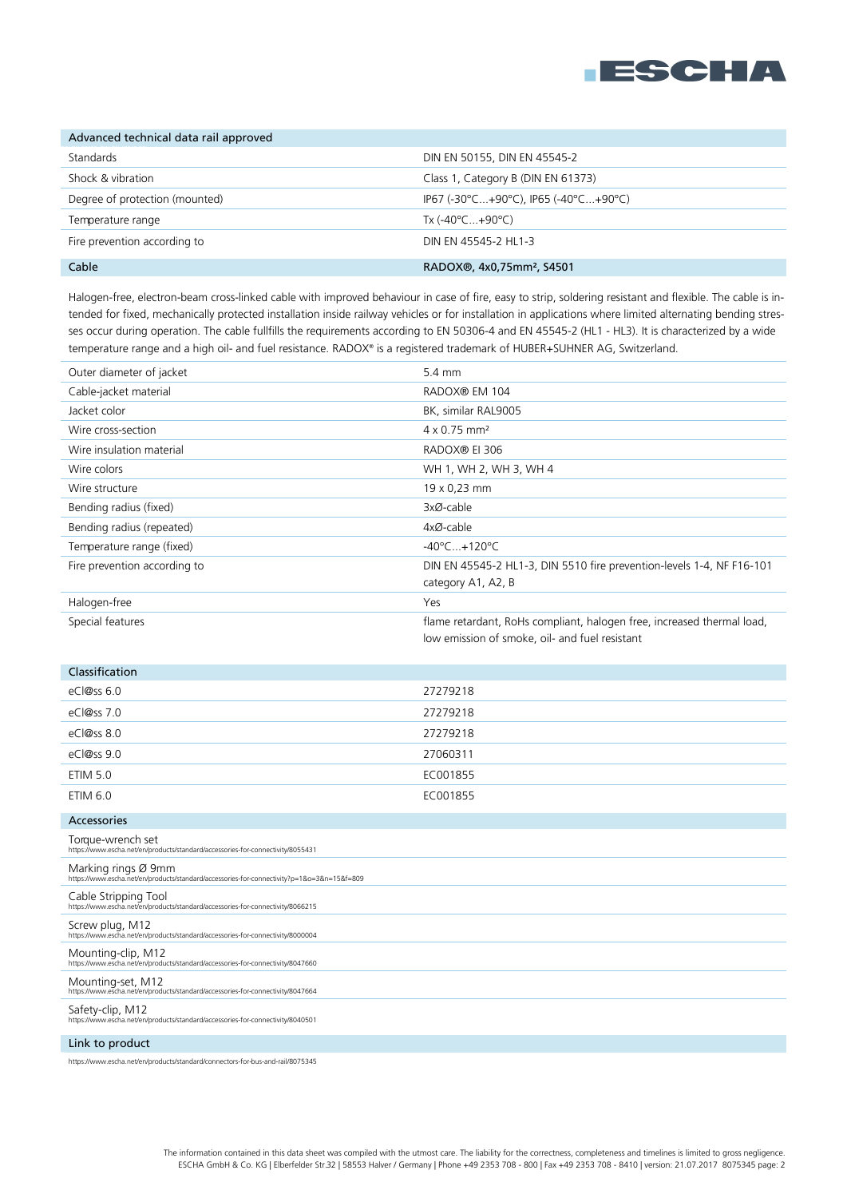| Advanced technical data rail approved | |
|---|---|
| Standards | DIN EN 50155, DIN EN 45545-2 |
| Shock & vibration | Class 1, Category B (DIN EN 61373) |
| Degree of protection (mounted) | IP67 (-30°C…+90°C), IP65 (-40°C…+90°C) |
| Temperature range | Tx (-40°C…+90°C) |
| Fire prevention according to | DIN EN 45545-2 HL1-3 |

| Cable | RADOX®, 4x0,75mm², S4501 |
|---|---|

Halogen-free, electron-beam cross-linked cable with improved behaviour in case of fire, easy to strip, soldering resistant and flexible. The cable is intended for fixed, mechanically protected installation inside railway vehicles or for installation in applications where limited alternating bending stresses occur during operation. The cable fullfills the requirements according to EN 50306-4 and EN 45545-2 (HL1 - HL3). It is characterized by a wide temperature range and a high oil- and fuel resistance. RADOX® is a registered trademark of HUBER+SUHNER AG, Switzerland.

| | |
|---|---|
| Outer diameter of jacket | 5.4 mm |
| Cable-jacket material | RADOX® EM 104 |
| Jacket color | BK, similar RAL9005 |
| Wire cross-section | 4 x 0.75 mm² |
| Wire insulation material | RADOX® EI 306 |
| Wire colors | WH 1, WH 2, WH 3, WH 4 |
| Wire structure | 19 x 0,23 mm |
| Bending radius (fixed) | 3xØ-cable |
| Bending radius (repeated) | 4xØ-cable |
| Temperature range (fixed) | -40°C…+120°C |
| Fire prevention according to | DIN EN 45545-2 HL1-3, DIN 5510 fire prevention-levels 1-4, NF F16-101 category A1, A2, B |
| Halogen-free | Yes |
| Special features | flame retardant, RoHs compliant, halogen free, increased thermal load, low emission of smoke, oil- and fuel resistant |

| Classification | |
|---|---|
| eCl@ss 6.0 | 27279218 |
| eCl@ss 7.0 | 27279218 |
| eCl@ss 8.0 | 27279218 |
| eCl@ss 9.0 | 27060311 |
| ETIM 5.0 | EC001855 |
| ETIM 6.0 | EC001855 |

## Accessories

Torque-wrench set
https://www.escha.net/en/products/standard/accessories-for-connectivity/8055431

Marking rings Ø 9mm
https://www.escha.net/en/products/standard/accessories-for-connectivity?p=1&o=3&n=15&f=809

Cable Stripping Tool
https://www.escha.net/en/products/standard/accessories-for-connectivity/8066215

Screw plug, M12
https://www.escha.net/en/products/standard/accessories-for-connectivity/8000004

Mounting-clip, M12
https://www.escha.net/en/products/standard/accessories-for-connectivity/8047660

Mounting-set, M12
https://www.escha.net/en/products/standard/accessories-for-connectivity/8047664

Safety-clip, M12
https://www.escha.net/en/products/standard/accessories-for-connectivity/8040501

## Link to product

https://www.escha.net/en/products/standard/connectors-for-bus-and-rail/8075345

The information contained in this data sheet was compiled with the utmost care. The liability for the correctness, completeness and timelines is limited to gross negligence.
ESCHA GmbH & Co. KG | Elberfelder Str.32 | 58553 Halver / Germany | Phone +49 2353 708 - 800 | Fax +49 2353 708 - 8410 | version: 21.07.2017 8075345